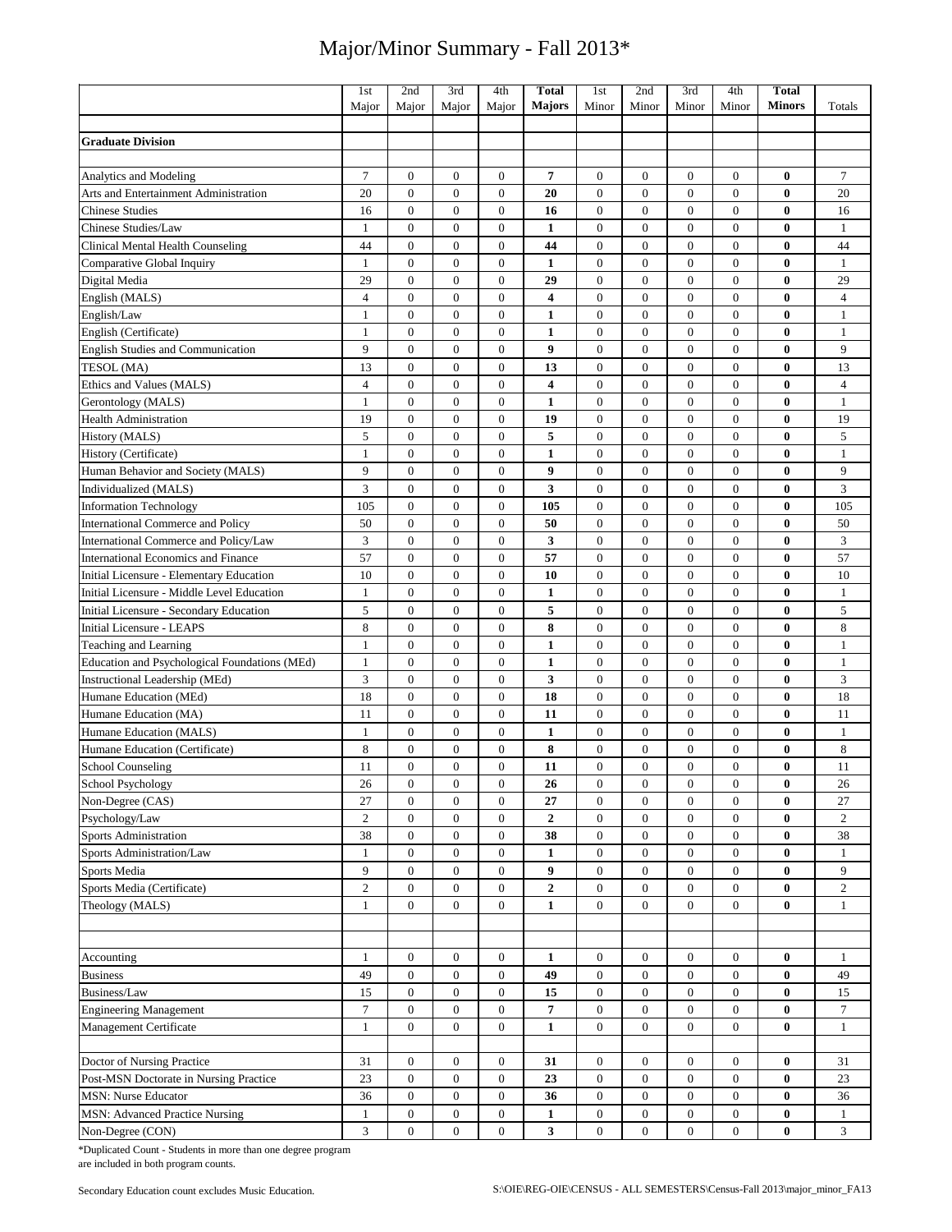# Major/Minor Summary - Fall 2013*

| | 1st Major | 2nd Major | 3rd Major | 4th Major | **Total Majors** | 1st Minor | 2nd Minor | 3rd Minor | 4th Minor | **Total Minors** | Totals |
|---|---|---|---|---|---|---|---|---|---|---|---|
| | | | | | | | | | | | |
| **Graduate Division** | | | | | | | | | | | |
| | | | | | | | | | | | |
| Analytics and Modeling | 7 | 0 | 0 | 0 | **7** | 0 | 0 | 0 | 0 | **0** | 7 |
| Arts and Entertainment Administration | 20 | 0 | 0 | 0 | **20** | 0 | 0 | 0 | 0 | **0** | 20 |
| Chinese Studies | 16 | 0 | 0 | 0 | **16** | 0 | 0 | 0 | 0 | **0** | 16 |
| Chinese Studies/Law | 1 | 0 | 0 | 0 | **1** | 0 | 0 | 0 | 0 | **0** | 1 |
| Clinical Mental Health Counseling | 44 | 0 | 0 | 0 | **44** | 0 | 0 | 0 | 0 | **0** | 44 |
| Comparative Global Inquiry | 1 | 0 | 0 | 0 | **1** | 0 | 0 | 0 | 0 | **0** | 1 |
| Digital Media | 29 | 0 | 0 | 0 | **29** | 0 | 0 | 0 | 0 | **0** | 29 |
| English (MALS) | 4 | 0 | 0 | 0 | **4** | 0 | 0 | 0 | 0 | **0** | 4 |
| English/Law | 1 | 0 | 0 | 0 | **1** | 0 | 0 | 0 | 0 | **0** | 1 |
| English (Certificate) | 1 | 0 | 0 | 0 | **1** | 0 | 0 | 0 | 0 | **0** | 1 |
| English Studies and Communication | 9 | 0 | 0 | 0 | **9** | 0 | 0 | 0 | 0 | **0** | 9 |
| TESOL (MA) | 13 | 0 | 0 | 0 | **13** | 0 | 0 | 0 | 0 | **0** | 13 |
| Ethics and Values (MALS) | 4 | 0 | 0 | 0 | **4** | 0 | 0 | 0 | 0 | **0** | 4 |
| Gerontology (MALS) | 1 | 0 | 0 | 0 | **1** | 0 | 0 | 0 | 0 | **0** | 1 |
| Health Administration | 19 | 0 | 0 | 0 | **19** | 0 | 0 | 0 | 0 | **0** | 19 |
| History (MALS) | 5 | 0 | 0 | 0 | **5** | 0 | 0 | 0 | 0 | **0** | 5 |
| History (Certificate) | 1 | 0 | 0 | 0 | **1** | 0 | 0 | 0 | 0 | **0** | 1 |
| Human Behavior and Society (MALS) | 9 | 0 | 0 | 0 | **9** | 0 | 0 | 0 | 0 | **0** | 9 |
| Individualized (MALS) | 3 | 0 | 0 | 0 | **3** | 0 | 0 | 0 | 0 | **0** | 3 |
| Information Technology | 105 | 0 | 0 | 0 | **105** | 0 | 0 | 0 | 0 | **0** | 105 |
| International Commerce and Policy | 50 | 0 | 0 | 0 | **50** | 0 | 0 | 0 | 0 | **0** | 50 |
| International Commerce and Policy/Law | 3 | 0 | 0 | 0 | **3** | 0 | 0 | 0 | 0 | **0** | 3 |
| International Economics and Finance | 57 | 0 | 0 | 0 | **57** | 0 | 0 | 0 | 0 | **0** | 57 |
| Initial Licensure - Elementary Education | 10 | 0 | 0 | 0 | **10** | 0 | 0 | 0 | 0 | **0** | 10 |
| Initial Licensure - Middle Level Education | 1 | 0 | 0 | 0 | **1** | 0 | 0 | 0 | 0 | **0** | 1 |
| Initial Licensure - Secondary Education | 5 | 0 | 0 | 0 | **5** | 0 | 0 | 0 | 0 | **0** | 5 |
| Initial Licensure - LEAPS | 8 | 0 | 0 | 0 | **8** | 0 | 0 | 0 | 0 | **0** | 8 |
| Teaching and Learning | 1 | 0 | 0 | 0 | **1** | 0 | 0 | 0 | 0 | **0** | 1 |
| Education and Psychological Foundations (MEd) | 1 | 0 | 0 | 0 | **1** | 0 | 0 | 0 | 0 | **0** | 1 |
| Instructional Leadership (MEd) | 3 | 0 | 0 | 0 | **3** | 0 | 0 | 0 | 0 | **0** | 3 |
| Humane Education (MEd) | 18 | 0 | 0 | 0 | **18** | 0 | 0 | 0 | 0 | **0** | 18 |
| Humane Education (MA) | 11 | 0 | 0 | 0 | **11** | 0 | 0 | 0 | 0 | **0** | 11 |
| Humane Education (MALS) | 1 | 0 | 0 | 0 | **1** | 0 | 0 | 0 | 0 | **0** | 1 |
| Humane Education (Certificate) | 8 | 0 | 0 | 0 | **8** | 0 | 0 | 0 | 0 | **0** | 8 |
| School Counseling | 11 | 0 | 0 | 0 | **11** | 0 | 0 | 0 | 0 | **0** | 11 |
| School Psychology | 26 | 0 | 0 | 0 | **26** | 0 | 0 | 0 | 0 | **0** | 26 |
| Non-Degree (CAS) | 27 | 0 | 0 | 0 | **27** | 0 | 0 | 0 | 0 | **0** | 27 |
| Psychology/Law | 2 | 0 | 0 | 0 | **2** | 0 | 0 | 0 | 0 | **0** | 2 |
| Sports Administration | 38 | 0 | 0 | 0 | **38** | 0 | 0 | 0 | 0 | **0** | 38 |
| Sports Administration/Law | 1 | 0 | 0 | 0 | **1** | 0 | 0 | 0 | 0 | **0** | 1 |
| Sports Media | 9 | 0 | 0 | 0 | **9** | 0 | 0 | 0 | 0 | **0** | 9 |
| Sports Media (Certificate) | 2 | 0 | 0 | 0 | **2** | 0 | 0 | 0 | 0 | **0** | 2 |
| Theology (MALS) | 1 | 0 | 0 | 0 | **1** | 0 | 0 | 0 | 0 | **0** | 1 |
| | | | | | | | | | | | |
| | | | | | | | | | | | |
| Accounting | 1 | 0 | 0 | 0 | **1** | 0 | 0 | 0 | 0 | **0** | 1 |
| Business | 49 | 0 | 0 | 0 | **49** | 0 | 0 | 0 | 0 | **0** | 49 |
| Business/Law | 15 | 0 | 0 | 0 | **15** | 0 | 0 | 0 | 0 | **0** | 15 |
| Engineering Management | 7 | 0 | 0 | 0 | **7** | 0 | 0 | 0 | 0 | **0** | 7 |
| Management Certificate | 1 | 0 | 0 | 0 | **1** | 0 | 0 | 0 | 0 | **0** | 1 |
| | | | | | | | | | | | |
| Doctor of Nursing Practice | 31 | 0 | 0 | 0 | **31** | 0 | 0 | 0 | 0 | **0** | 31 |
| Post-MSN Doctorate in Nursing Practice | 23 | 0 | 0 | 0 | **23** | 0 | 0 | 0 | 0 | **0** | 23 |
| MSN: Nurse Educator | 36 | 0 | 0 | 0 | **36** | 0 | 0 | 0 | 0 | **0** | 36 |
| MSN: Advanced Practice Nursing | 1 | 0 | 0 | 0 | **1** | 0 | 0 | 0 | 0 | **0** | 1 |
| Non-Degree (CON) | 3 | 0 | 0 | 0 | **3** | 0 | 0 | 0 | 0 | **0** | 3 |

*Duplicated Count - Students in more than one degree program are included in both program counts.

Secondary Education count excludes Music Education.

S:\OIE\REG-OIE\CENSUS - ALL SEMESTERS\Census-Fall 2013\major_minor_FA13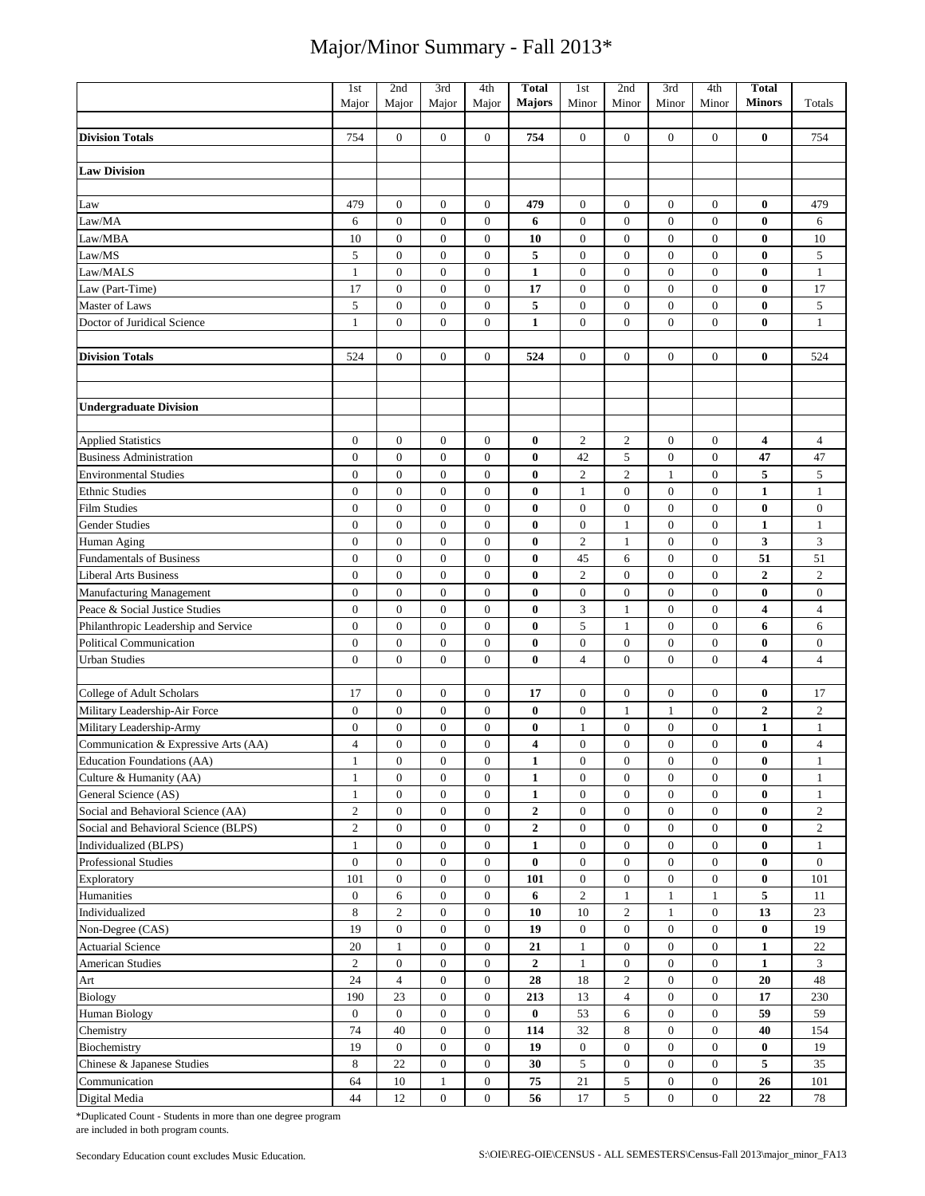# Major/Minor Summary - Fall 2013*

| | 1st Major | 2nd Major | 3rd Major | 4th Major | **Total Majors** | 1st Minor | 2nd Minor | 3rd Minor | 4th Minor | **Total Minors** | Totals |
|---|---|---|---|---|---|---|---|---|---|---|---|
| | | | | | | | | | | | |
| **Division Totals** | 754 | 0 | 0 | 0 | **754** | 0 | 0 | 0 | 0 | **0** | 754 |
| | | | | | | | | | | | |
| **Law Division** | | | | | | | | | | | |
| | | | | | | | | | | | |
| Law | 479 | 0 | 0 | 0 | **479** | 0 | 0 | 0 | 0 | **0** | 479 |
| Law/MA | 6 | 0 | 0 | 0 | **6** | 0 | 0 | 0 | 0 | **0** | 6 |
| Law/MBA | 10 | 0 | 0 | 0 | **10** | 0 | 0 | 0 | 0 | **0** | 10 |
| Law/MS | 5 | 0 | 0 | 0 | **5** | 0 | 0 | 0 | 0 | **0** | 5 |
| Law/MALS | 1 | 0 | 0 | 0 | **1** | 0 | 0 | 0 | 0 | **0** | 1 |
| Law (Part-Time) | 17 | 0 | 0 | 0 | **17** | 0 | 0 | 0 | 0 | **0** | 17 |
| Master of Laws | 5 | 0 | 0 | 0 | **5** | 0 | 0 | 0 | 0 | **0** | 5 |
| Doctor of Juridical Science | 1 | 0 | 0 | 0 | **1** | 0 | 0 | 0 | 0 | **0** | 1 |
| | | | | | | | | | | | |
| **Division Totals** | 524 | 0 | 0 | 0 | **524** | 0 | 0 | 0 | 0 | **0** | 524 |
| | | | | | | | | | | | |
| | | | | | | | | | | | |
| **Undergraduate Division** | | | | | | | | | | | |
| | | | | | | | | | | | |
| Applied Statistics | 0 | 0 | 0 | 0 | **0** | 2 | 2 | 0 | 0 | **4** | 4 |
| Business Administration | 0 | 0 | 0 | 0 | **0** | 42 | 5 | 0 | 0 | **47** | 47 |
| Environmental Studies | 0 | 0 | 0 | 0 | **0** | 2 | 2 | 1 | 0 | **5** | 5 |
| Ethnic Studies | 0 | 0 | 0 | 0 | **0** | 1 | 0 | 0 | 0 | **1** | 1 |
| Film Studies | 0 | 0 | 0 | 0 | **0** | 0 | 0 | 0 | 0 | **0** | 0 |
| Gender Studies | 0 | 0 | 0 | 0 | **0** | 0 | 1 | 0 | 0 | **1** | 1 |
| Human Aging | 0 | 0 | 0 | 0 | **0** | 2 | 1 | 0 | 0 | **3** | 3 |
| Fundamentals of Business | 0 | 0 | 0 | 0 | **0** | 45 | 6 | 0 | 0 | **51** | 51 |
| Liberal Arts Business | 0 | 0 | 0 | 0 | **0** | 2 | 0 | 0 | 0 | **2** | 2 |
| Manufacturing Management | 0 | 0 | 0 | 0 | **0** | 0 | 0 | 0 | 0 | **0** | 0 |
| Peace & Social Justice Studies | 0 | 0 | 0 | 0 | **0** | 3 | 1 | 0 | 0 | **4** | 4 |
| Philanthropic Leadership and Service | 0 | 0 | 0 | 0 | **0** | 5 | 1 | 0 | 0 | **6** | 6 |
| Political Communication | 0 | 0 | 0 | 0 | **0** | 0 | 0 | 0 | 0 | **0** | 0 |
| Urban Studies | 0 | 0 | 0 | 0 | **0** | 4 | 0 | 0 | 0 | **4** | 4 |
| | | | | | | | | | | | |
| College of Adult Scholars | 17 | 0 | 0 | 0 | **17** | 0 | 0 | 0 | 0 | **0** | 17 |
| Military Leadership-Air Force | 0 | 0 | 0 | 0 | **0** | 0 | 1 | 1 | 0 | **2** | 2 |
| Military Leadership-Army | 0 | 0 | 0 | 0 | **0** | 1 | 0 | 0 | 0 | **1** | 1 |
| Communication & Expressive Arts (AA) | 4 | 0 | 0 | 0 | **4** | 0 | 0 | 0 | 0 | **0** | 4 |
| Education Foundations (AA) | 1 | 0 | 0 | 0 | **1** | 0 | 0 | 0 | 0 | **0** | 1 |
| Culture & Humanity (AA) | 1 | 0 | 0 | 0 | **1** | 0 | 0 | 0 | 0 | **0** | 1 |
| General Science (AS) | 1 | 0 | 0 | 0 | **1** | 0 | 0 | 0 | 0 | **0** | 1 |
| Social and Behavioral Science (AA) | 2 | 0 | 0 | 0 | **2** | 0 | 0 | 0 | 0 | **0** | 2 |
| Social and Behavioral Science (BLPS) | 2 | 0 | 0 | 0 | **2** | 0 | 0 | 0 | 0 | **0** | 2 |
| Individualized (BLPS) | 1 | 0 | 0 | 0 | **1** | 0 | 0 | 0 | 0 | **0** | 1 |
| Professional Studies | 0 | 0 | 0 | 0 | **0** | 0 | 0 | 0 | 0 | **0** | 0 |
| Exploratory | 101 | 0 | 0 | 0 | **101** | 0 | 0 | 0 | 0 | **0** | 101 |
| Humanities | 0 | 6 | 0 | 0 | **6** | 2 | 1 | 1 | 1 | **5** | 11 |
| Individualized | 8 | 2 | 0 | 0 | **10** | 10 | 2 | 1 | 0 | **13** | 23 |
| Non-Degree (CAS) | 19 | 0 | 0 | 0 | **19** | 0 | 0 | 0 | 0 | **0** | 19 |
| Actuarial Science | 20 | 1 | 0 | 0 | **21** | 1 | 0 | 0 | 0 | **1** | 22 |
| American Studies | 2 | 0 | 0 | 0 | **2** | 1 | 0 | 0 | 0 | **1** | 3 |
| Art | 24 | 4 | 0 | 0 | **28** | 18 | 2 | 0 | 0 | **20** | 48 |
| Biology | 190 | 23 | 0 | 0 | **213** | 13 | 4 | 0 | 0 | **17** | 230 |
| Human Biology | 0 | 0 | 0 | 0 | **0** | 53 | 6 | 0 | 0 | **59** | 59 |
| Chemistry | 74 | 40 | 0 | 0 | **114** | 32 | 8 | 0 | 0 | **40** | 154 |
| Biochemistry | 19 | 0 | 0 | 0 | **19** | 0 | 0 | 0 | 0 | **0** | 19 |
| Chinese & Japanese Studies | 8 | 22 | 0 | 0 | **30** | 5 | 0 | 0 | 0 | **5** | 35 |
| Communication | 64 | 10 | 1 | 0 | **75** | 21 | 5 | 0 | 0 | **26** | 101 |
| Digital Media | 44 | 12 | 0 | 0 | **56** | 17 | 5 | 0 | 0 | **22** | 78 |

*Duplicated Count - Students in more than one degree program are included in both program counts.

Secondary Education count excludes Music Education.

S:\OIE\REG-OIE\CENSUS - ALL SEMESTERS\Census-Fall 2013\major_minor_FA13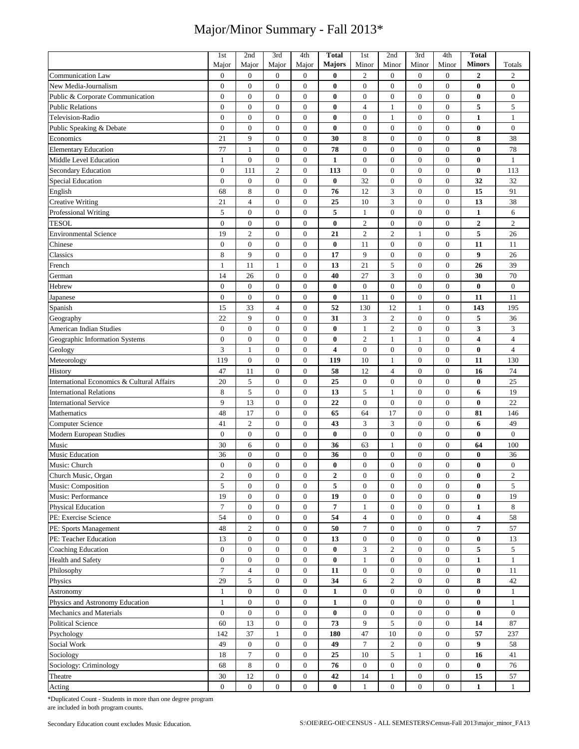# Major/Minor Summary - Fall 2013*

| | 1st Major | 2nd Major | 3rd Major | 4th Major | **Total Majors** | 1st Minor | 2nd Minor | 3rd Minor | 4th Minor | **Total Minors** | Totals |
|---|---|---|---|---|---|---|---|---|---|---|---|
| Communication Law | 0 | 0 | 0 | 0 | **0** | 2 | 0 | 0 | 0 | **2** | 2 |
| New Media-Journalism | 0 | 0 | 0 | 0 | **0** | 0 | 0 | 0 | 0 | **0** | 0 |
| Public & Corporate Communication | 0 | 0 | 0 | 0 | **0** | 0 | 0 | 0 | 0 | **0** | 0 |
| Public Relations | 0 | 0 | 0 | 0 | **0** | 4 | 1 | 0 | 0 | **5** | 5 |
| Television-Radio | 0 | 0 | 0 | 0 | **0** | 0 | 1 | 0 | 0 | **1** | 1 |
| Public Speaking & Debate | 0 | 0 | 0 | 0 | **0** | 0 | 0 | 0 | 0 | **0** | 0 |
| Economics | 21 | 9 | 0 | 0 | **30** | 8 | 0 | 0 | 0 | **8** | 38 |
| Elementary Education | 77 | 1 | 0 | 0 | **78** | 0 | 0 | 0 | 0 | **0** | 78 |
| Middle Level Education | 1 | 0 | 0 | 0 | **1** | 0 | 0 | 0 | 0 | **0** | 1 |
| Secondary Education | 0 | 111 | 2 | 0 | **113** | 0 | 0 | 0 | 0 | **0** | 113 |
| Special Education | 0 | 0 | 0 | 0 | **0** | 32 | 0 | 0 | 0 | **32** | 32 |
| English | 68 | 8 | 0 | 0 | **76** | 12 | 3 | 0 | 0 | **15** | 91 |
| Creative Writing | 21 | 4 | 0 | 0 | **25** | 10 | 3 | 0 | 0 | **13** | 38 |
| Professional Writing | 5 | 0 | 0 | 0 | **5** | 1 | 0 | 0 | 0 | **1** | 6 |
| TESOL | 0 | 0 | 0 | 0 | **0** | 2 | 0 | 0 | 0 | **2** | 2 |
| Environmental Science | 19 | 2 | 0 | 0 | **21** | 2 | 2 | 1 | 0 | **5** | 26 |
| Chinese | 0 | 0 | 0 | 0 | **0** | 11 | 0 | 0 | 0 | **11** | 11 |
| Classics | 8 | 9 | 0 | 0 | **17** | 9 | 0 | 0 | 0 | **9** | 26 |
| French | 1 | 11 | 1 | 0 | **13** | 21 | 5 | 0 | 0 | **26** | 39 |
| German | 14 | 26 | 0 | 0 | **40** | 27 | 3 | 0 | 0 | **30** | 70 |
| Hebrew | 0 | 0 | 0 | 0 | **0** | 0 | 0 | 0 | 0 | **0** | 0 |
| Japanese | 0 | 0 | 0 | 0 | **0** | 11 | 0 | 0 | 0 | **11** | 11 |
| Spanish | 15 | 33 | 4 | 0 | **52** | 130 | 12 | 1 | 0 | **143** | 195 |
| Geography | 22 | 9 | 0 | 0 | **31** | 3 | 2 | 0 | 0 | **5** | 36 |
| American Indian Studies | 0 | 0 | 0 | 0 | **0** | 1 | 2 | 0 | 0 | **3** | 3 |
| Geographic Information Systems | 0 | 0 | 0 | 0 | **0** | 2 | 1 | 1 | 0 | **4** | 4 |
| Geology | 3 | 1 | 0 | 0 | **4** | 0 | 0 | 0 | 0 | **0** | 4 |
| Meteorology | 119 | 0 | 0 | 0 | **119** | 10 | 1 | 0 | 0 | **11** | 130 |
| History | 47 | 11 | 0 | 0 | **58** | 12 | 4 | 0 | 0 | **16** | 74 |
| International Economics & Cultural Affairs | 20 | 5 | 0 | 0 | **25** | 0 | 0 | 0 | 0 | **0** | 25 |
| International Relations | 8 | 5 | 0 | 0 | **13** | 5 | 1 | 0 | 0 | **6** | 19 |
| International Service | 9 | 13 | 0 | 0 | **22** | 0 | 0 | 0 | 0 | **0** | 22 |
| Mathematics | 48 | 17 | 0 | 0 | **65** | 64 | 17 | 0 | 0 | **81** | 146 |
| Computer Science | 41 | 2 | 0 | 0 | **43** | 3 | 3 | 0 | 0 | **6** | 49 |
| Modern European Studies | 0 | 0 | 0 | 0 | **0** | 0 | 0 | 0 | 0 | **0** | 0 |
| Music | 30 | 6 | 0 | 0 | **36** | 63 | 1 | 0 | 0 | **64** | 100 |
| Music Education | 36 | 0 | 0 | 0 | **36** | 0 | 0 | 0 | 0 | **0** | 36 |
| Music: Church | 0 | 0 | 0 | 0 | **0** | 0 | 0 | 0 | 0 | **0** | 0 |
| Church Music, Organ | 2 | 0 | 0 | 0 | **2** | 0 | 0 | 0 | 0 | **0** | 2 |
| Music: Composition | 5 | 0 | 0 | 0 | **5** | 0 | 0 | 0 | 0 | **0** | 5 |
| Music: Performance | 19 | 0 | 0 | 0 | **19** | 0 | 0 | 0 | 0 | **0** | 19 |
| Physical Education | 7 | 0 | 0 | 0 | **7** | 1 | 0 | 0 | 0 | **1** | 8 |
| PE: Exercise Science | 54 | 0 | 0 | 0 | **54** | 4 | 0 | 0 | 0 | **4** | 58 |
| PE: Sports Management | 48 | 2 | 0 | 0 | **50** | 7 | 0 | 0 | 0 | **7** | 57 |
| PE: Teacher Education | 13 | 0 | 0 | 0 | **13** | 0 | 0 | 0 | 0 | **0** | 13 |
| Coaching Education | 0 | 0 | 0 | 0 | **0** | 3 | 2 | 0 | 0 | **5** | 5 |
| Health and Safety | 0 | 0 | 0 | 0 | **0** | 1 | 0 | 0 | 0 | **1** | 1 |
| Philosophy | 7 | 4 | 0 | 0 | **11** | 0 | 0 | 0 | 0 | **0** | 11 |
| Physics | 29 | 5 | 0 | 0 | **34** | 6 | 2 | 0 | 0 | **8** | 42 |
| Astronomy | 1 | 0 | 0 | 0 | **1** | 0 | 0 | 0 | 0 | **0** | 1 |
| Physics and Astronomy Education | 1 | 0 | 0 | 0 | **1** | 0 | 0 | 0 | 0 | **0** | 1 |
| Mechanics and Materials | 0 | 0 | 0 | 0 | **0** | 0 | 0 | 0 | 0 | **0** | 0 |
| Political Science | 60 | 13 | 0 | 0 | **73** | 9 | 5 | 0 | 0 | **14** | 87 |
| Psychology | 142 | 37 | 1 | 0 | **180** | 47 | 10 | 0 | 0 | **57** | 237 |
| Social Work | 49 | 0 | 0 | 0 | **49** | 7 | 2 | 0 | 0 | **9** | 58 |
| Sociology | 18 | 7 | 0 | 0 | **25** | 10 | 5 | 1 | 0 | **16** | 41 |
| Sociology: Criminology | 68 | 8 | 0 | 0 | **76** | 0 | 0 | 0 | 0 | **0** | 76 |
| Theatre | 30 | 12 | 0 | 0 | **42** | 14 | 1 | 0 | 0 | **15** | 57 |
| Acting | 0 | 0 | 0 | 0 | **0** | 1 | 0 | 0 | 0 | **1** | 1 |

*Duplicated Count - Students in more than one degree program are included in both program counts.

Secondary Education count excludes Music Education.

S:\OIE\REG-OIE\CENSUS - ALL SEMESTERS\Census-Fall 2013\major_minor_FA13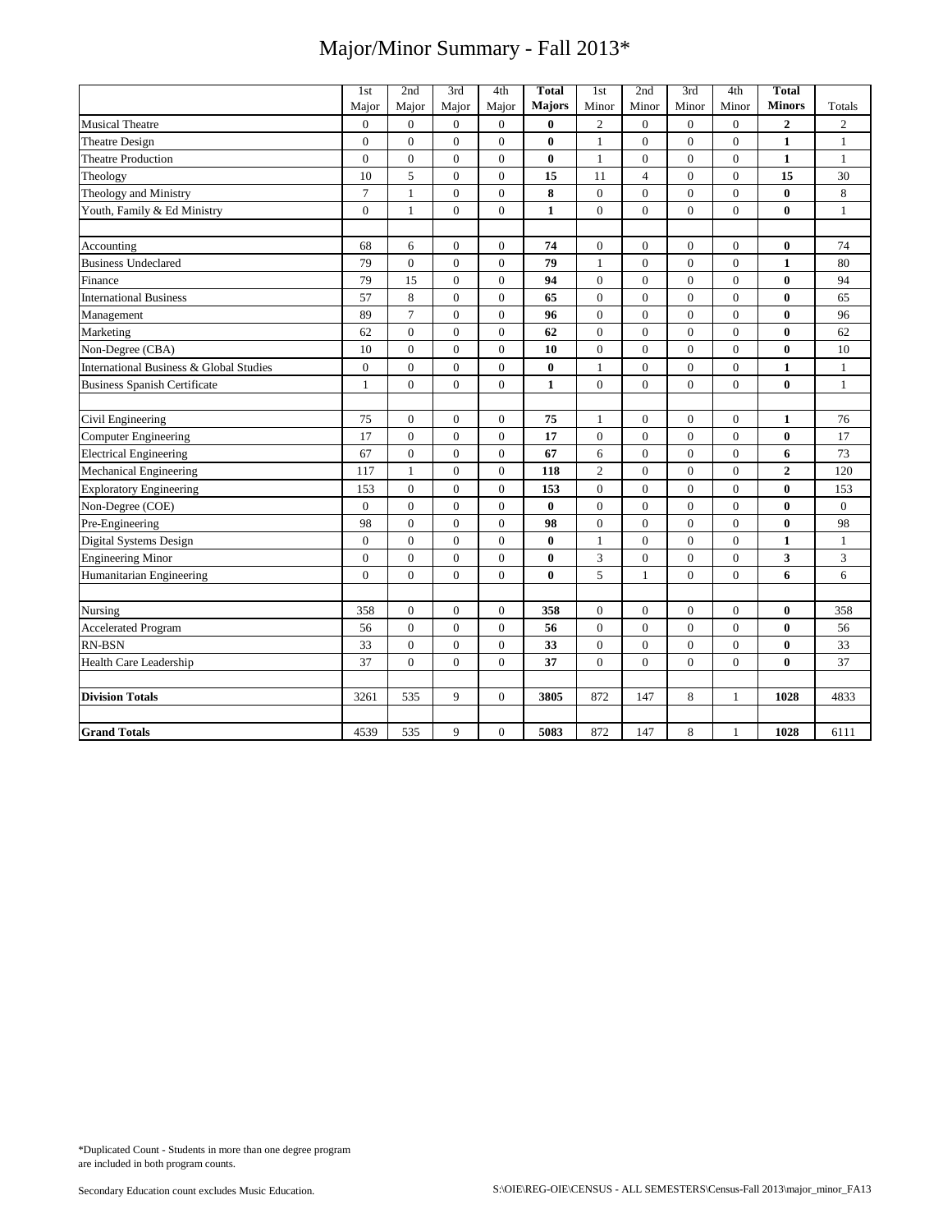# Major/Minor Summary - Fall 2013*

| | 1st Major | 2nd Major | 3rd Major | 4th Major | Total Majors | 1st Minor | 2nd Minor | 3rd Minor | 4th Minor | Total Minors | Totals |
|---|---|---|---|---|---|---|---|---|---|---|---|
| Musical Theatre | 0 | 0 | 0 | 0 | **0** | 2 | 0 | 0 | 0 | **2** | 2 |
| Theatre Design | 0 | 0 | 0 | 0 | **0** | 1 | 0 | 0 | 0 | **1** | 1 |
| Theatre Production | 0 | 0 | 0 | 0 | **0** | 1 | 0 | 0 | 0 | **1** | 1 |
| Theology | 10 | 5 | 0 | 0 | **15** | 11 | 4 | 0 | 0 | **15** | 30 |
| Theology and Ministry | 7 | 1 | 0 | 0 | **8** | 0 | 0 | 0 | 0 | **0** | 8 |
| Youth, Family & Ed Ministry | 0 | 1 | 0 | 0 | **1** | 0 | 0 | 0 | 0 | **0** | 1 |
| | | | | | | | | | | | |
| Accounting | 68 | 6 | 0 | 0 | **74** | 0 | 0 | 0 | 0 | **0** | 74 |
| Business Undeclared | 79 | 0 | 0 | 0 | **79** | 1 | 0 | 0 | 0 | **1** | 80 |
| Finance | 79 | 15 | 0 | 0 | **94** | 0 | 0 | 0 | 0 | **0** | 94 |
| International Business | 57 | 8 | 0 | 0 | **65** | 0 | 0 | 0 | 0 | **0** | 65 |
| Management | 89 | 7 | 0 | 0 | **96** | 0 | 0 | 0 | 0 | **0** | 96 |
| Marketing | 62 | 0 | 0 | 0 | **62** | 0 | 0 | 0 | 0 | **0** | 62 |
| Non-Degree (CBA) | 10 | 0 | 0 | 0 | **10** | 0 | 0 | 0 | 0 | **0** | 10 |
| International Business & Global Studies | 0 | 0 | 0 | 0 | **0** | 1 | 0 | 0 | 0 | **1** | 1 |
| Business Spanish Certificate | 1 | 0 | 0 | 0 | **1** | 0 | 0 | 0 | 0 | **0** | 1 |
| | | | | | | | | | | | |
| Civil Engineering | 75 | 0 | 0 | 0 | **75** | 1 | 0 | 0 | 0 | **1** | 76 |
| Computer Engineering | 17 | 0 | 0 | 0 | **17** | 0 | 0 | 0 | 0 | **0** | 17 |
| Electrical Engineering | 67 | 0 | 0 | 0 | **67** | 6 | 0 | 0 | 0 | **6** | 73 |
| Mechanical Engineering | 117 | 1 | 0 | 0 | **118** | 2 | 0 | 0 | 0 | **2** | 120 |
| Exploratory Engineering | 153 | 0 | 0 | 0 | **153** | 0 | 0 | 0 | 0 | **0** | 153 |
| Non-Degree (COE) | 0 | 0 | 0 | 0 | **0** | 0 | 0 | 0 | 0 | **0** | 0 |
| Pre-Engineering | 98 | 0 | 0 | 0 | **98** | 0 | 0 | 0 | 0 | **0** | 98 |
| Digital Systems Design | 0 | 0 | 0 | 0 | **0** | 1 | 0 | 0 | 0 | **1** | 1 |
| Engineering Minor | 0 | 0 | 0 | 0 | **0** | 3 | 0 | 0 | 0 | **3** | 3 |
| Humanitarian Engineering | 0 | 0 | 0 | 0 | **0** | 5 | 1 | 0 | 0 | **6** | 6 |
| | | | | | | | | | | | |
| Nursing | 358 | 0 | 0 | 0 | **358** | 0 | 0 | 0 | 0 | **0** | 358 |
| Accelerated Program | 56 | 0 | 0 | 0 | **56** | 0 | 0 | 0 | 0 | **0** | 56 |
| RN-BSN | 33 | 0 | 0 | 0 | **33** | 0 | 0 | 0 | 0 | **0** | 33 |
| Health Care Leadership | 37 | 0 | 0 | 0 | **37** | 0 | 0 | 0 | 0 | **0** | 37 |
| | | | | | | | | | | | |
| **Division Totals** | 3261 | 535 | 9 | 0 | **3805** | 872 | 147 | 8 | 1 | **1028** | 4833 |
| | | | | | | | | | | | |
| **Grand Totals** | 4539 | 535 | 9 | 0 | **5083** | 872 | 147 | 8 | 1 | **1028** | 6111 |

*Duplicated Count - Students in more than one degree program are included in both program counts.

Secondary Education count excludes Music Education.

S:\OIE\REG-OIE\CENSUS - ALL SEMESTERS\Census-Fall 2013\major_minor_FA13